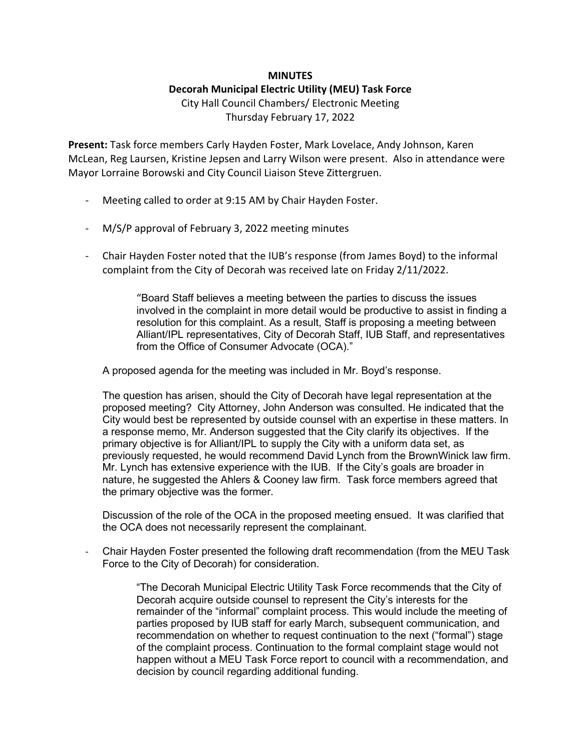# MINUTES

## Decorah Municipal Electric Utility (MEU) Task Force

City Hall Council Chambers/ Electronic Meeting
Thursday February 17, 2022

**Present:** Task force members Carly Hayden Foster, Mark Lovelace, Andy Johnson, Karen McLean, Reg Laursen, Kristine Jepsen and Larry Wilson were present. Also in attendance were Mayor Lorraine Borowski and City Council Liaison Steve Zittergruen.

- Meeting called to order at 9:15 AM by Chair Hayden Foster.

- M/S/P approval of February 3, 2022 meeting minutes

- Chair Hayden Foster noted that the IUB's response (from James Boyd) to the informal complaint from the City of Decorah was received late on Friday 2/11/2022.

  > "Board Staff believes a meeting between the parties to discuss the issues involved in the complaint in more detail would be productive to assist in finding a resolution for this complaint. As a result, Staff is proposing a meeting between Alliant/IPL representatives, City of Decorah Staff, IUB Staff, and representatives from the Office of Consumer Advocate (OCA)."

  A proposed agenda for the meeting was included in Mr. Boyd's response.

  The question has arisen, should the City of Decorah have legal representation at the proposed meeting? City Attorney, John Anderson was consulted. He indicated that the City would best be represented by outside counsel with an expertise in these matters. In a response memo, Mr. Anderson suggested that the City clarify its objectives. If the primary objective is for Alliant/IPL to supply the City with a uniform data set, as previously requested, he would recommend David Lynch from the BrownWinick law firm. Mr. Lynch has extensive experience with the IUB. If the City's goals are broader in nature, he suggested the Ahlers & Cooney law firm. Task force members agreed that the primary objective was the former.

  Discussion of the role of the OCA in the proposed meeting ensued. It was clarified that the OCA does not necessarily represent the complainant.

- Chair Hayden Foster presented the following draft recommendation (from the MEU Task Force to the City of Decorah) for consideration.

  > "The Decorah Municipal Electric Utility Task Force recommends that the City of Decorah acquire outside counsel to represent the City's interests for the remainder of the "informal" complaint process. This would include the meeting of parties proposed by IUB staff for early March, subsequent communication, and recommendation on whether to request continuation to the next ("formal") stage of the complaint process. Continuation to the formal complaint stage would not happen without a MEU Task Force report to council with a recommendation, and decision by council regarding additional funding.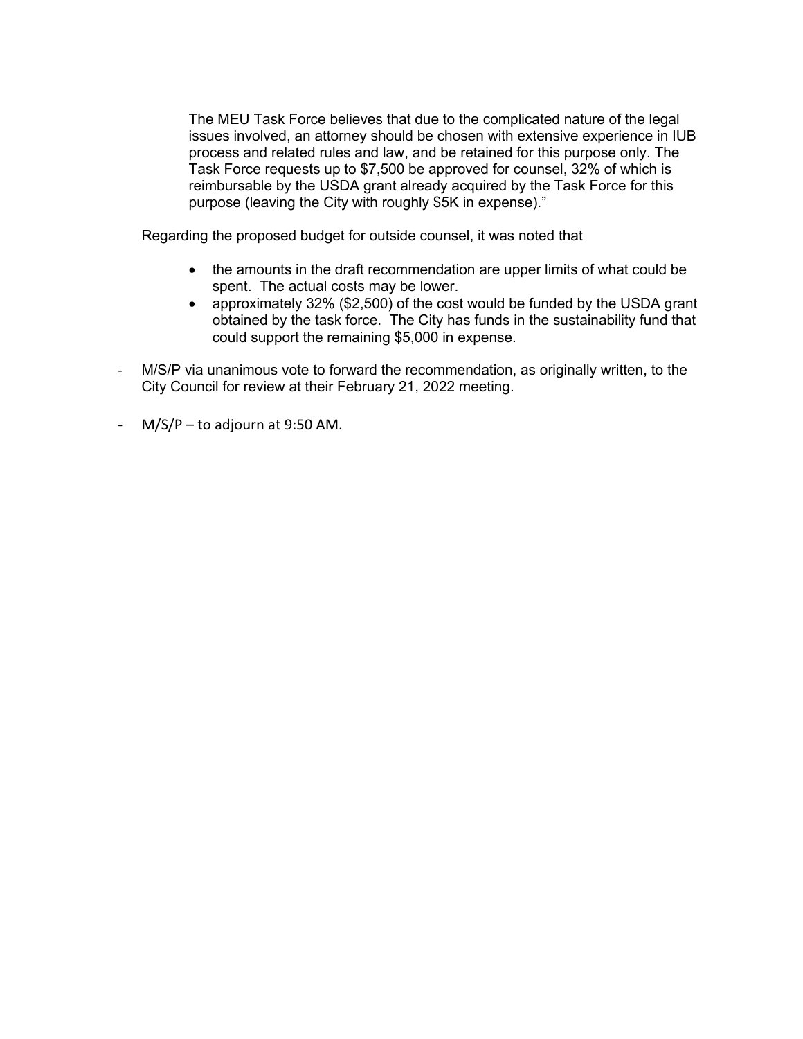> The MEU Task Force believes that due to the complicated nature of the legal issues involved, an attorney should be chosen with extensive experience in IUB process and related rules and law, and be retained for this purpose only. The Task Force requests up to $7,500 be approved for counsel, 32% of which is reimbursable by the USDA grant already acquired by the Task Force for this purpose (leaving the City with roughly $5K in expense)."

Regarding the proposed budget for outside counsel, it was noted that

- the amounts in the draft recommendation are upper limits of what could be spent. The actual costs may be lower.
- approximately 32% ($2,500) of the cost would be funded by the USDA grant obtained by the task force. The City has funds in the sustainability fund that could support the remaining $5,000 in expense.

- M/S/P via unanimous vote to forward the recommendation, as originally written, to the City Council for review at their February 21, 2022 meeting.

- M/S/P – to adjourn at 9:50 AM.